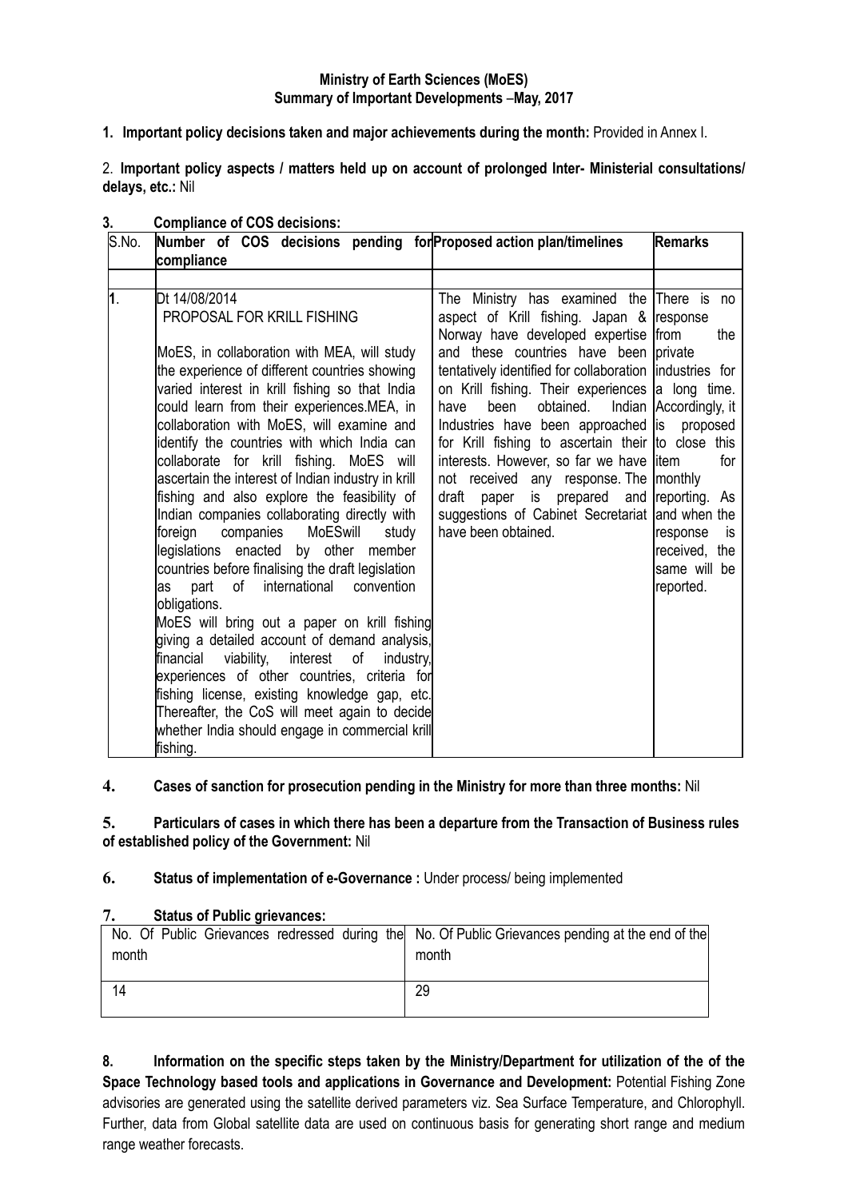**Ministry of Earth Sciences (MoES)**
**Summary of Important Developments –May, 2017**

**1. Important policy decisions taken and major achievements during the month:** Provided in Annex I.

2. **Important policy aspects / matters held up on account of prolonged Inter- Ministerial consultations/ delays, etc.:** Nil

**3. Compliance of COS decisions:**

| S.No. | Number of COS decisions pending for compliance | Proposed action plan/timelines | Remarks |
|---|---|---|---|
| | | | |
| 1. | Dt 14/08/2014<br>PROPOSAL FOR KRILL FISHING<br><br>MoES, in collaboration with MEA, will study the experience of different countries showing varied interest in krill fishing so that India could learn from their experiences.MEA, in collaboration with MoES, will examine and identify the countries with which India can collaborate for krill fishing. MoES will ascertain the interest of Indian industry in krill fishing and also explore the feasibility of Indian companies collaborating directly with foreign companies MoESwill study legislations enacted by other member countries before finalising the draft legislation as part of international convention obligations.<br>MoES will bring out a paper on krill fishing giving a detailed account of demand analysis, financial viability, interest of industry, experiences of other countries, criteria for fishing license, existing knowledge gap, etc. Thereafter, the CoS will meet again to decide whether India should engage in commercial krill fishing. | The Ministry has examined the aspect of Krill fishing. Japan & Norway have developed expertise and these countries have been tentatively identified for collaboration on Krill fishing. Their experiences have been obtained. Indian Industries have been approached for Krill fishing to ascertain their interests. However, so far we have not received any response. The draft paper is prepared and suggestions of Cabinet Secretariat have been obtained. | There is no response from the private industries for a long time. Accordingly, it is proposed to close this item for monthly reporting. As and when the response is received, the same will be reported. |

**4. Cases of sanction for prosecution pending in the Ministry for more than three months:** Nil

**5. Particulars of cases in which there has been a departure from the Transaction of Business rules of established policy of the Government:** Nil

**6. Status of implementation of e-Governance :** Under process/ being implemented

**7. Status of Public grievances:**

| No. Of Public Grievances redressed during the month | No. Of Public Grievances pending at the end of the month |
|---|---|
| 14 | 29 |

**8. Information on the specific steps taken by the Ministry/Department for utilization of the of the Space Technology based tools and applications in Governance and Development:** Potential Fishing Zone advisories are generated using the satellite derived parameters viz. Sea Surface Temperature, and Chlorophyll. Further, data from Global satellite data are used on continuous basis for generating short range and medium range weather forecasts.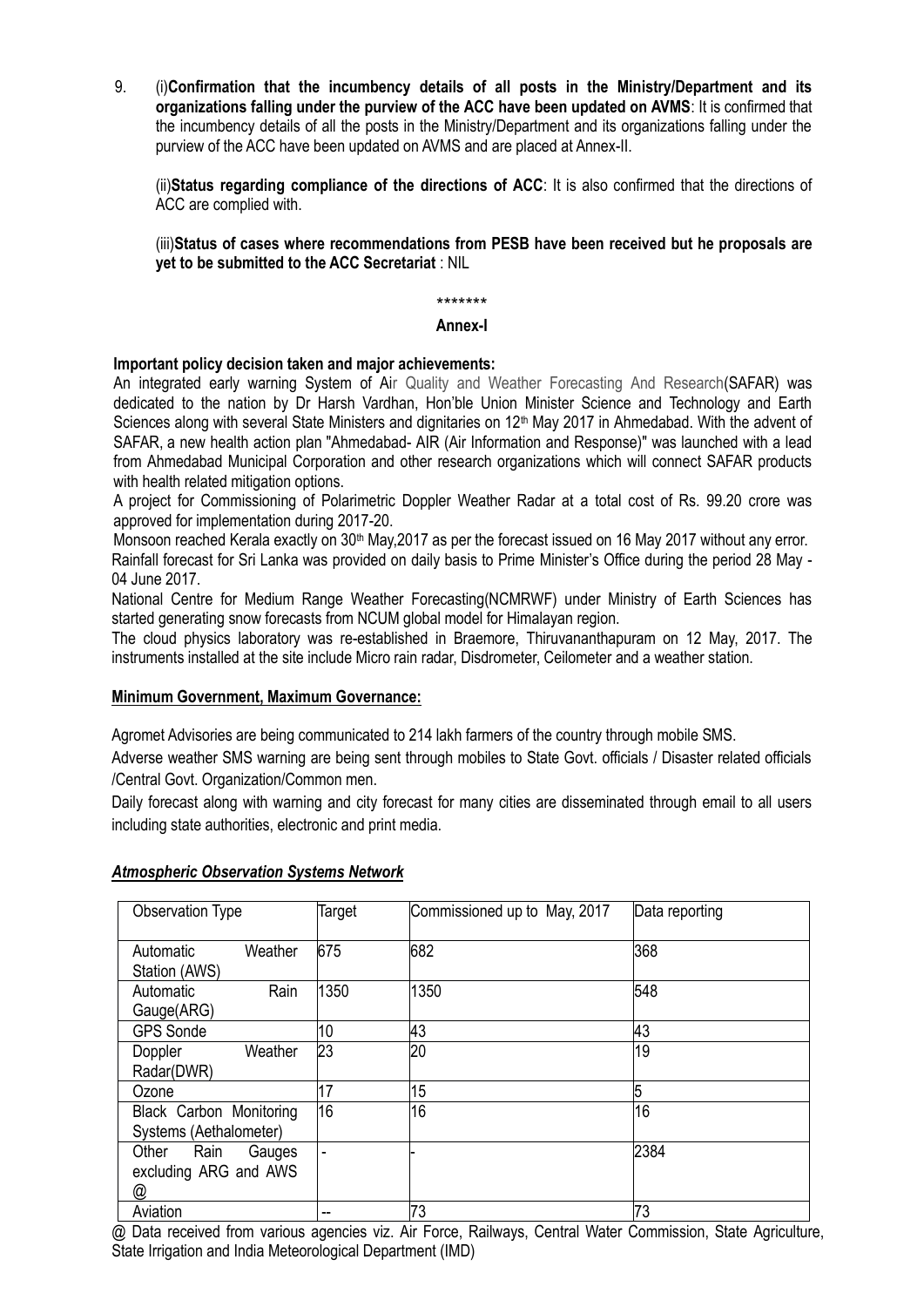9. (i)**Confirmation that the incumbency details of all posts in the Ministry/Department and its organizations falling under the purview of the ACC have been updated on AVMS**: It is confirmed that the incumbency details of all the posts in the Ministry/Department and its organizations falling under the purview of the ACC have been updated on AVMS and are placed at Annex-II.

(ii)**Status regarding compliance of the directions of ACC**: It is also confirmed that the directions of ACC are complied with.

(iii)**Status of cases where recommendations from PESB have been received but he proposals are yet to be submitted to the ACC Secretariat** : NIL

*******

**Annex-I**

**Important policy decision taken and major achievements:**

An integrated early warning System of Air Quality and Weather Forecasting And Research(SAFAR) was dedicated to the nation by Dr Harsh Vardhan, Hon'ble Union Minister Science and Technology and Earth Sciences along with several State Ministers and dignitaries on 12th May 2017 in Ahmedabad. With the advent of SAFAR, a new health action plan "Ahmedabad- AIR (Air Information and Response)" was launched with a lead from Ahmedabad Municipal Corporation and other research organizations which will connect SAFAR products with health related mitigation options.

A project for Commissioning of Polarimetric Doppler Weather Radar at a total cost of Rs. 99.20 crore was approved for implementation during 2017-20.

Monsoon reached Kerala exactly on 30th May,2017 as per the forecast issued on 16 May 2017 without any error.

Rainfall forecast for Sri Lanka was provided on daily basis to Prime Minister's Office during the period 28 May - 04 June 2017.

National Centre for Medium Range Weather Forecasting(NCMRWF) under Ministry of Earth Sciences has started generating snow forecasts from NCUM global model for Himalayan region.

The cloud physics laboratory was re-established in Braemore, Thiruvananthapuram on 12 May, 2017. The instruments installed at the site include Micro rain radar, Disdrometer, Ceilometer and a weather station.

**Minimum Government, Maximum Governance:**

Agromet Advisories are being communicated to 214 lakh farmers of the country through mobile SMS.

Adverse weather SMS warning are being sent through mobiles to State Govt. officials / Disaster related officials /Central Govt. Organization/Common men.

Daily forecast along with warning and city forecast for many cities are disseminated through email to all users including state authorities, electronic and print media.

***Atmospheric Observation Systems Network***

| Observation Type | Target | Commissioned up to May, 2017 | Data reporting |
|---|---|---|---|
| Automatic Weather Station (AWS) | 675 | 682 | 368 |
| Automatic Rain Gauge(ARG) | 1350 | 1350 | 548 |
| GPS Sonde | 10 | 43 | 43 |
| Doppler Weather Radar(DWR) | 23 | 20 | 19 |
| Ozone | 17 | 15 | 5 |
| Black Carbon Monitoring Systems (Aethalometer) | 16 | 16 | 16 |
| Other Rain Gauges excluding ARG and AWS @ | - | - | 2384 |
| Aviation | -- | 73 | 73 |

@ Data received from various agencies viz. Air Force, Railways, Central Water Commission, State Agriculture, State Irrigation and India Meteorological Department (IMD)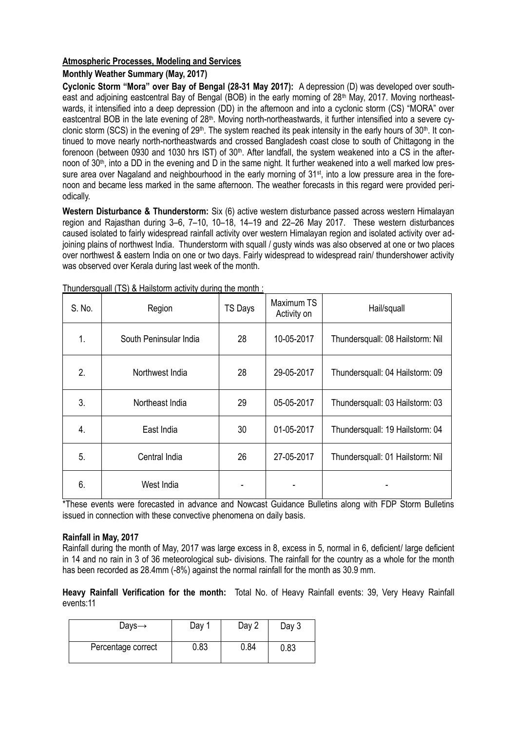## Atmospheric Processes, Modeling and Services

### Monthly Weather Summary (May, 2017)

**Cyclonic Storm "Mora" over Bay of Bengal (28-31 May 2017):** A depression (D) was developed over south-east and adjoining eastcentral Bay of Bengal (BOB) in the early morning of 28th May, 2017. Moving northeast-wards, it intensified into a deep depression (DD) in the afternoon and into a cyclonic storm (CS) "MORA" over eastcentral BOB in the late evening of 28th. Moving north-northeastwards, it further intensified into a severe cyclonic storm (SCS) in the evening of 29th. The system reached its peak intensity in the early hours of 30th. It continued to move nearly north-northeastwards and crossed Bangladesh coast close to south of Chittagong in the forenoon (between 0930 and 1030 hrs IST) of 30th. After landfall, the system weakened into a CS in the afternoon of 30th, into a DD in the evening and D in the same night. It further weakened into a well marked low pressure area over Nagaland and neighbourhood in the early morning of 31st, into a low pressure area in the forenoon and became less marked in the same afternoon. The weather forecasts in this regard were provided periodically.

**Western Disturbance & Thunderstorm:** Six (6) active western disturbance passed across western Himalayan region and Rajasthan during 3–6, 7–10, 10–18, 14–19 and 22–26 May 2017. These western disturbances caused isolated to fairly widespread rainfall activity over western Himalayan region and isolated activity over adjoining plains of northwest India. Thunderstorm with squall / gusty winds was also observed at one or two places over northwest & eastern India on one or two days. Fairly widespread to widespread rain/ thundershower activity was observed over Kerala during last week of the month.

Thundersquall (TS) & Hailstorm activity during the month :

| S. No. | Region | TS Days | Maximum TS Activity on | Hail/squall |
|---|---|---|---|---|
| 1. | South Peninsular India | 28 | 10-05-2017 | Thundersquall: 08 Hailstorm: Nil |
| 2. | Northwest India | 28 | 29-05-2017 | Thundersquall: 04 Hailstorm: 09 |
| 3. | Northeast India | 29 | 05-05-2017 | Thundersquall: 03 Hailstorm: 03 |
| 4. | East India | 30 | 01-05-2017 | Thundersquall: 19 Hailstorm: 04 |
| 5. | Central India | 26 | 27-05-2017 | Thundersquall: 01 Hailstorm: Nil |
| 6. | West India | - | - | - |

*These events were forecasted in advance and Nowcast Guidance Bulletins along with FDP Storm Bulletins issued in connection with these convective phenomena on daily basis.

**Rainfall in May, 2017**

Rainfall during the month of May, 2017 was large excess in 8, excess in 5, normal in 6, deficient/ large deficient in 14 and no rain in 3 of 36 meteorological sub- divisions. The rainfall for the country as a whole for the month has been recorded as 28.4mm (-8%) against the normal rainfall for the month as 30.9 mm.

**Heavy Rainfall Verification for the month:** Total No. of Heavy Rainfall events: 39, Very Heavy Rainfall events:11

| Days→ | Day 1 | Day 2 | Day 3 |
|---|---|---|---|
| Percentage correct | 0.83 | 0.84 | 0.83 |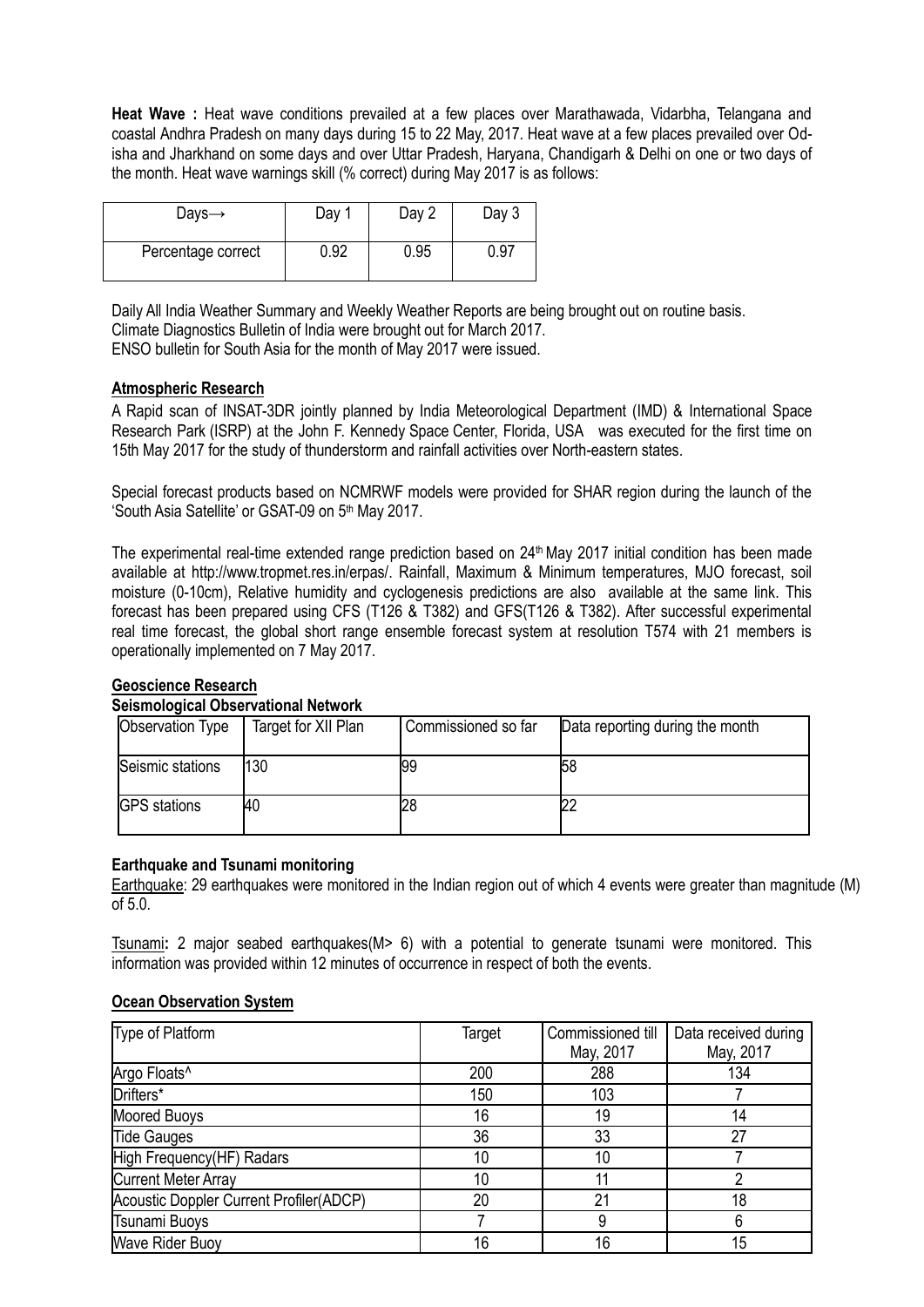**Heat Wave :** Heat wave conditions prevailed at a few places over Marathawada, Vidarbha, Telangana and coastal Andhra Pradesh on many days during 15 to 22 May, 2017. Heat wave at a few places prevailed over Odisha and Jharkhand on some days and over Uttar Pradesh, Haryana, Chandigarh & Delhi on one or two days of the month. Heat wave warnings skill (% correct) during May 2017 is as follows:

| Days→ | Day 1 | Day 2 | Day 3 |
|---|---|---|---|
| Percentage correct | 0.92 | 0.95 | 0.97 |

Daily All India Weather Summary and Weekly Weather Reports are being brought out on routine basis.
Climate Diagnostics Bulletin of India were brought out for March 2017.
ENSO bulletin for South Asia for the month of May 2017 were issued.

## Atmospheric Research

A Rapid scan of INSAT-3DR jointly planned by India Meteorological Department (IMD) & International Space Research Park (ISRP) at the John F. Kennedy Space Center, Florida, USA was executed for the first time on 15th May 2017 for the study of thunderstorm and rainfall activities over North-eastern states.

Special forecast products based on NCMRWF models were provided for SHAR region during the launch of the 'South Asia Satellite' or GSAT-09 on 5th May 2017.

The experimental real-time extended range prediction based on 24th May 2017 initial condition has been made available at http://www.tropmet.res.in/erpas/. Rainfall, Maximum & Minimum temperatures, MJO forecast, soil moisture (0-10cm), Relative humidity and cyclogenesis predictions are also available at the same link. This forecast has been prepared using CFS (T126 & T382) and GFS(T126 & T382). After successful experimental real time forecast, the global short range ensemble forecast system at resolution T574 with 21 members is operationally implemented on 7 May 2017.

## Geoscience Research

### Seismological Observational Network

| Observation Type | Target for XII Plan | Commissioned so far | Data reporting during the month |
|---|---|---|---|
| Seismic stations | 130 | 99 | 58 |
| GPS stations | 40 | 28 | 22 |

### Earthquake and Tsunami monitoring

Earthquake: 29 earthquakes were monitored in the Indian region out of which 4 events were greater than magnitude (M) of 5.0.

**Tsunami:** 2 major seabed earthquakes(M> 6) with a potential to generate tsunami were monitored. This information was provided within 12 minutes of occurrence in respect of both the events.

## Ocean Observation System

| Type of Platform | Target | Commissioned till May, 2017 | Data received during May, 2017 |
|---|---|---|---|
| Argo Floats^ | 200 | 288 | 134 |
| Drifters* | 150 | 103 | 7 |
| Moored Buoys | 16 | 19 | 14 |
| Tide Gauges | 36 | 33 | 27 |
| High Frequency(HF) Radars | 10 | 10 | 7 |
| Current Meter Array | 10 | 11 | 2 |
| Acoustic Doppler Current Profiler(ADCP) | 20 | 21 | 18 |
| Tsunami Buoys | 7 | 9 | 6 |
| Wave Rider Buoy | 16 | 16 | 15 |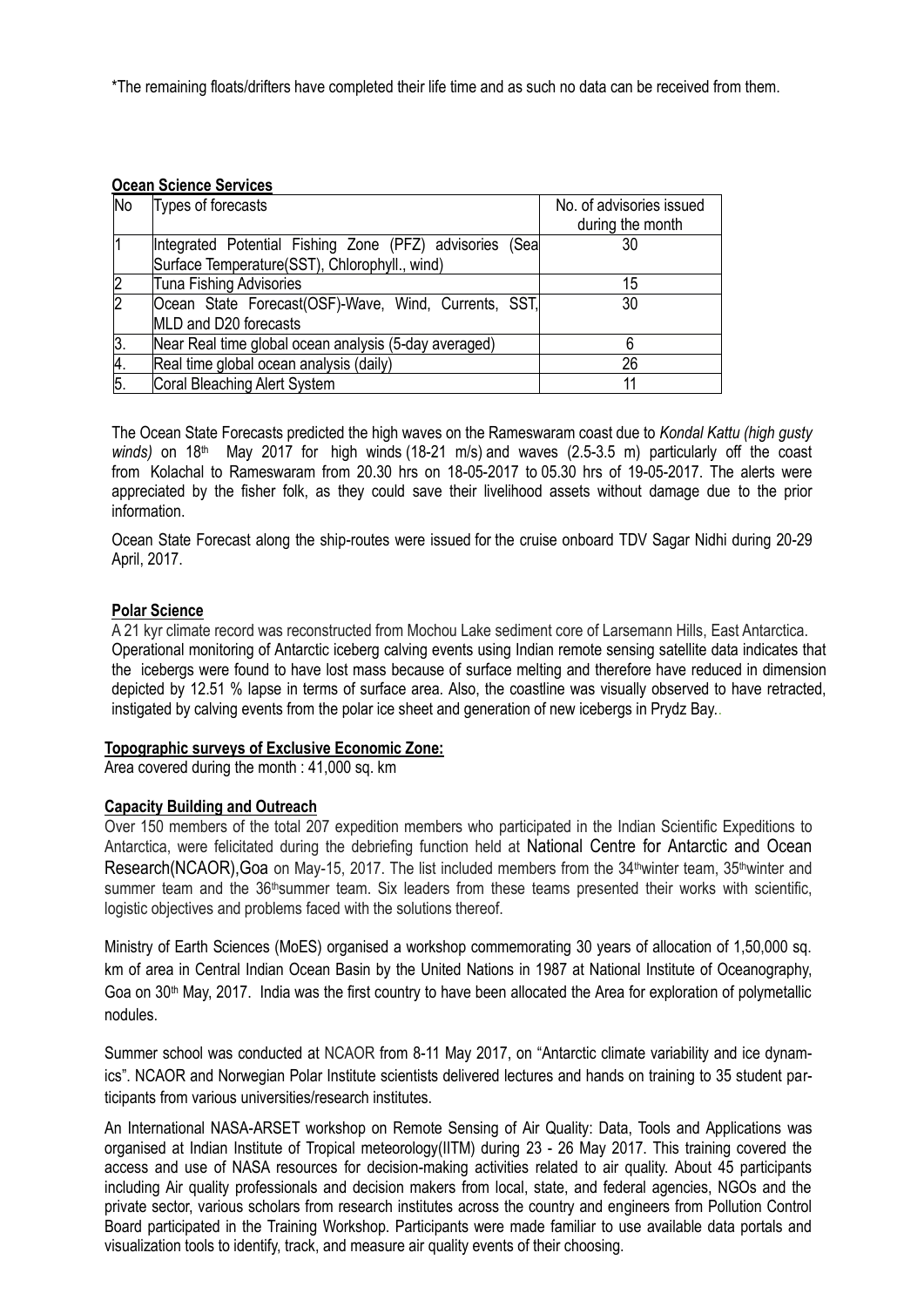*The remaining floats/drifters have completed their life time and as such no data can be received from them.

**Ocean Science Services**

| No | Types of forecasts | No. of advisories issued during the month |
|---|---|---|
| 1 | Integrated Potential Fishing Zone (PFZ) advisories (Sea Surface Temperature(SST), Chlorophyll., wind) | 30 |
| 2 | Tuna Fishing Advisories | 15 |
| 2 | Ocean State Forecast(OSF)-Wave, Wind, Currents, SST, MLD and D20 forecasts | 30 |
| 3. | Near Real time global ocean analysis (5-day averaged) | 6 |
| 4. | Real time global ocean analysis (daily) | 26 |
| 5. | Coral Bleaching Alert System | 11 |

The Ocean State Forecasts predicted the high waves on the Rameswaram coast due to *Kondal Kattu (high gusty winds)* on 18th May 2017 for high winds (18-21 m/s) and waves (2.5-3.5 m) particularly off the coast from Kolachal to Rameswaram from 20.30 hrs on 18-05-2017 to 05.30 hrs of 19-05-2017. The alerts were appreciated by the fisher folk, as they could save their livelihood assets without damage due to the prior information.

Ocean State Forecast along the ship-routes were issued for the cruise onboard TDV Sagar Nidhi during 20-29 April, 2017.

**Polar Science**

A 21 kyr climate record was reconstructed from Mochou Lake sediment core of Larsemann Hills, East Antarctica. Operational monitoring of Antarctic iceberg calving events using Indian remote sensing satellite data indicates that the icebergs were found to have lost mass because of surface melting and therefore have reduced in dimension depicted by 12.51 % lapse in terms of surface area. Also, the coastline was visually observed to have retracted, instigated by calving events from the polar ice sheet and generation of new icebergs in Prydz Bay..

**Topographic surveys of Exclusive Economic Zone:**

Area covered during the month : 41,000 sq. km

**Capacity Building and Outreach**

Over 150 members of the total 207 expedition members who participated in the Indian Scientific Expeditions to Antarctica, were felicitated during the debriefing function held at National Centre for Antarctic and Ocean Research(NCAOR),Goa on May-15, 2017. The list included members from the 34th winter team, 35th winter and summer team and the 36th summer team. Six leaders from these teams presented their works with scientific, logistic objectives and problems faced with the solutions thereof.

Ministry of Earth Sciences (MoES) organised a workshop commemorating 30 years of allocation of 1,50,000 sq. km of area in Central Indian Ocean Basin by the United Nations in 1987 at National Institute of Oceanography, Goa on 30th May, 2017. India was the first country to have been allocated the Area for exploration of polymetallic nodules.

Summer school was conducted at NCAOR from 8-11 May 2017, on "Antarctic climate variability and ice dynamics". NCAOR and Norwegian Polar Institute scientists delivered lectures and hands on training to 35 student participants from various universities/research institutes.

An International NASA-ARSET workshop on Remote Sensing of Air Quality: Data, Tools and Applications was organised at Indian Institute of Tropical meteorology(IITM) during 23 - 26 May 2017. This training covered the access and use of NASA resources for decision-making activities related to air quality. About 45 participants including Air quality professionals and decision makers from local, state, and federal agencies, NGOs and the private sector, various scholars from research institutes across the country and engineers from Pollution Control Board participated in the Training Workshop. Participants were made familiar to use available data portals and visualization tools to identify, track, and measure air quality events of their choosing.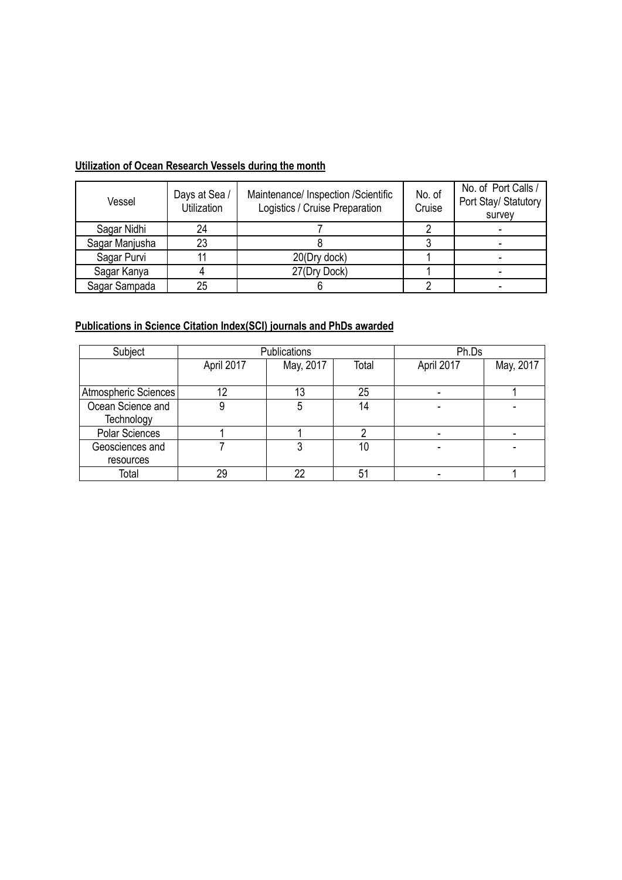**Utilization of Ocean Research Vessels during the month**

| Vessel | Days at Sea / Utilization | Maintenance/ Inspection /Scientific Logistics / Cruise Preparation | No. of Cruise | No. of Port Calls / Port Stay/ Statutory survey |
|---|---|---|---|---|
| Sagar Nidhi | 24 | 7 | 2 | - |
| Sagar Manjusha | 23 | 8 | 3 | - |
| Sagar Purvi | 11 | 20(Dry dock) | 1 | - |
| Sagar Kanya | 4 | 27(Dry Dock) | 1 | - |
| Sagar Sampada | 25 | 6 | 2 | - |

**Publications in Science Citation Index(SCI) journals and PhDs awarded**

| Subject | Publications | | | Ph.Ds | |
|---|---|---|---|---|---|
| | April 2017 | May, 2017 | Total | April 2017 | May, 2017 |
| Atmospheric Sciences | 12 | 13 | 25 | - | 1 |
| Ocean Science and Technology | 9 | 5 | 14 | - | - |
| Polar Sciences | 1 | 1 | 2 | - | - |
| Geosciences and resources | 7 | 3 | 10 | - | - |
| Total | 29 | 22 | 51 | - | 1 |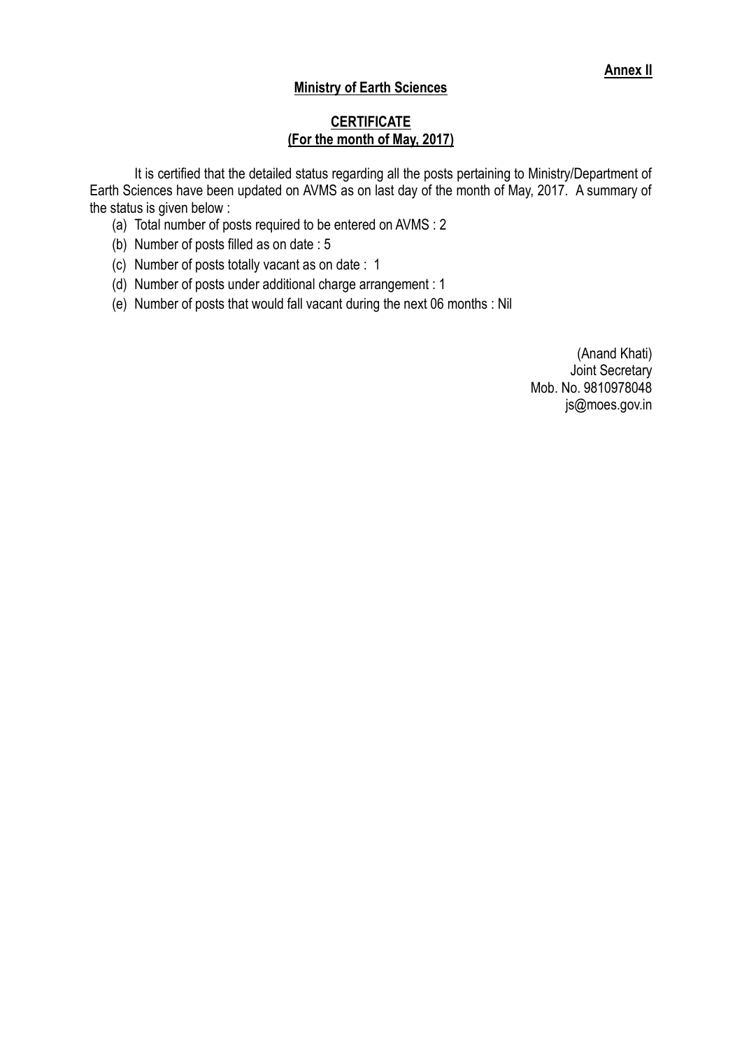**Annex II**

**Ministry of Earth Sciences**

**CERTIFICATE**
**(For the month of May, 2017)**

It is certified that the detailed status regarding all the posts pertaining to Ministry/Department of Earth Sciences have been updated on AVMS as on last day of the month of May, 2017. A summary of the status is given below :

(a) Total number of posts required to be entered on AVMS : 2
(b) Number of posts filled as on date : 5
(c) Number of posts totally vacant as on date : 1
(d) Number of posts under additional charge arrangement : 1
(e) Number of posts that would fall vacant during the next 06 months : Nil

(Anand Khati)
Joint Secretary
Mob. No. 9810978048
js@moes.gov.in